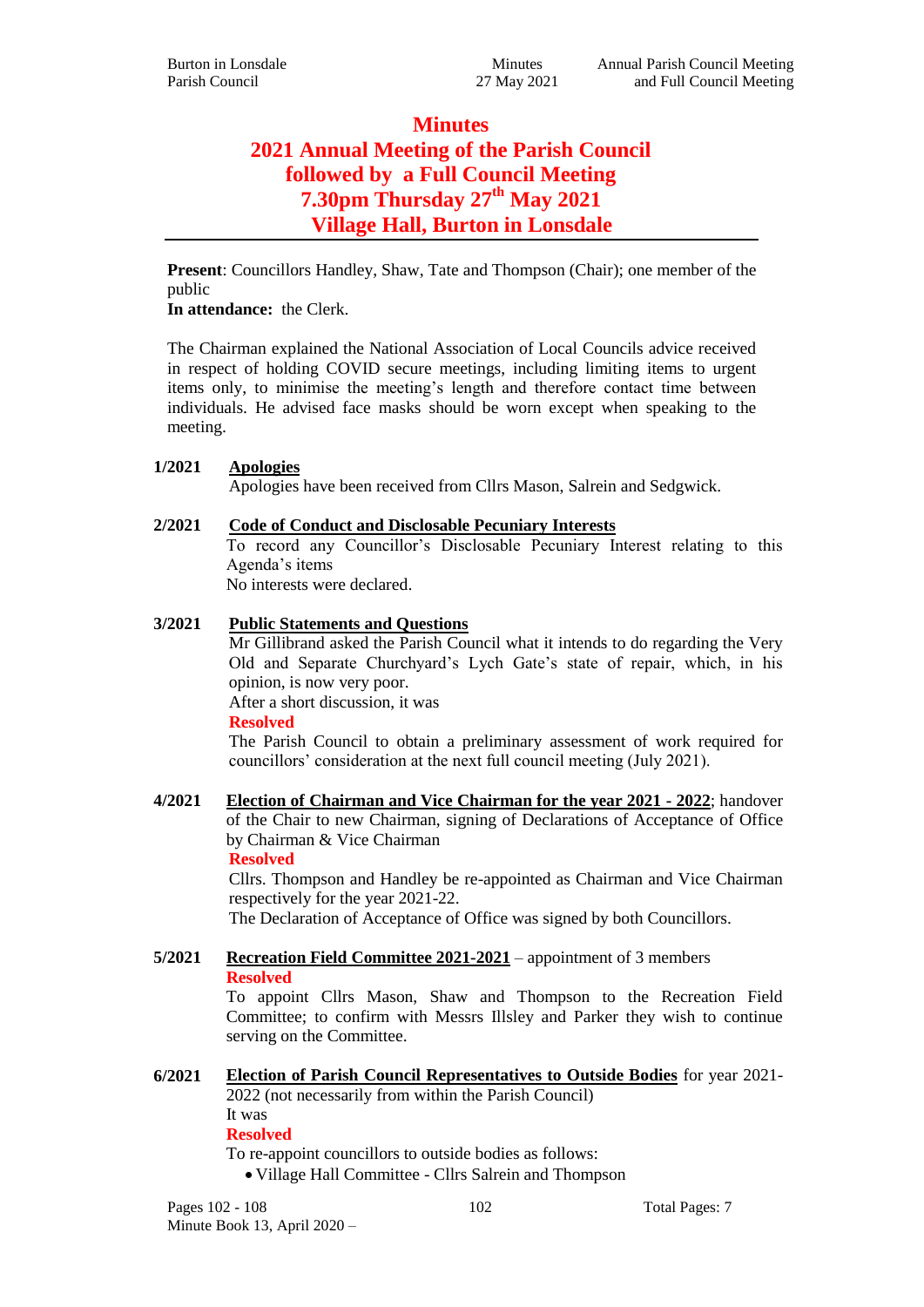# Minutes
# 2021 Annual Meeting of the Parish Council followed by a Full Council Meeting 7.30pm Thursday 27th May 2021 Village Hall, Burton in Lonsdale

**Present**: Councillors Handley, Shaw, Tate and Thompson (Chair); one member of the public
**In attendance:** the Clerk.

The Chairman explained the National Association of Local Councils advice received in respect of holding COVID secure meetings, including limiting items to urgent items only, to minimise the meeting's length and therefore contact time between individuals. He advised face masks should be worn except when speaking to the meeting.

**1/2021** **Apologies**
Apologies have been received from Cllrs Mason, Salrein and Sedgwick.

**2/2021** **Code of Conduct and Disclosable Pecuniary Interests**
To record any Councillor's Disclosable Pecuniary Interest relating to this Agenda's items
No interests were declared.

**3/2021** **Public Statements and Questions**
Mr Gillibrand asked the Parish Council what it intends to do regarding the Very Old and Separate Churchyard's Lych Gate's state of repair, which, in his opinion, is now very poor.
After a short discussion, it was
**Resolved**
The Parish Council to obtain a preliminary assessment of work required for councillors' consideration at the next full council meeting (July 2021).

**4/2021** **Election of Chairman and Vice Chairman for the year 2021 - 2022**; handover of the Chair to new Chairman, signing of Declarations of Acceptance of Office by Chairman & Vice Chairman
**Resolved**
Cllrs. Thompson and Handley be re-appointed as Chairman and Vice Chairman respectively for the year 2021-22.
The Declaration of Acceptance of Office was signed by both Councillors.

**5/2021** **Recreation Field Committee 2021-2021** – appointment of 3 members
**Resolved**
To appoint Cllrs Mason, Shaw and Thompson to the Recreation Field Committee; to confirm with Messrs Illsley and Parker they wish to continue serving on the Committee.

**6/2021** **Election of Parish Council Representatives to Outside Bodies** for year 2021-2022 (not necessarily from within the Parish Council)
It was
**Resolved**
To re-appoint councillors to outside bodies as follows:

- Village Hall Committee - Cllrs Salrein and Thompson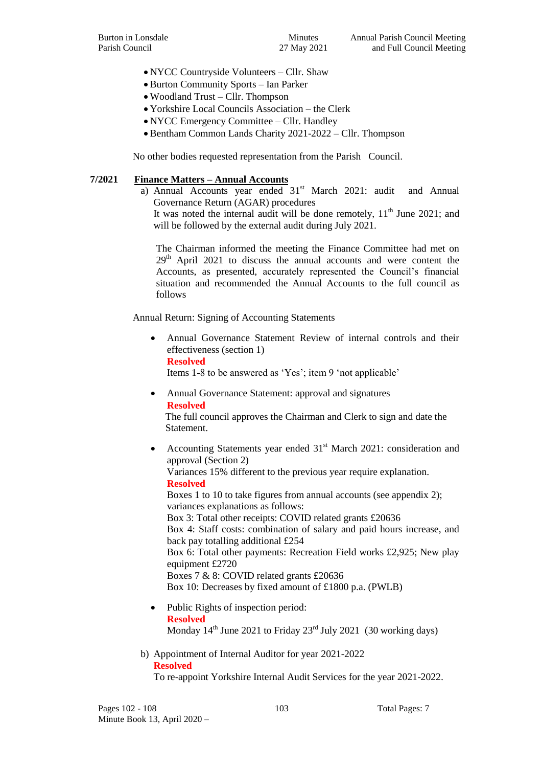- NYCC Countryside Volunteers – Cllr. Shaw
- Burton Community Sports – Ian Parker
- Woodland Trust – Cllr. Thompson
- Yorkshire Local Councils Association – the Clerk
- NYCC Emergency Committee – Cllr. Handley
- Bentham Common Lands Charity 2021-2022 – Cllr. Thompson

No other bodies requested representation from the Parish Council.

## 7/2021 **Finance Matters – Annual Accounts**

a) Annual Accounts year ended 31st March 2021: audit and Annual Governance Return (AGAR) procedures
It was noted the internal audit will be done remotely, 11th June 2021; and will be followed by the external audit during July 2021.

The Chairman informed the meeting the Finance Committee had met on 29th April 2021 to discuss the annual accounts and were content the Accounts, as presented, accurately represented the Council's financial situation and recommended the Annual Accounts to the full council as follows

Annual Return: Signing of Accounting Statements

- Annual Governance Statement Review of internal controls and their effectiveness (section 1)
  **Resolved**
  Items 1-8 to be answered as 'Yes'; item 9 'not applicable'

- Annual Governance Statement: approval and signatures
  **Resolved**
  The full council approves the Chairman and Clerk to sign and date the Statement.

- Accounting Statements year ended 31st March 2021: consideration and approval (Section 2)
  Variances 15% different to the previous year require explanation.
  **Resolved**
  Boxes 1 to 10 to take figures from annual accounts (see appendix 2); variances explanations as follows:
  Box 3: Total other receipts: COVID related grants £20636
  Box 4: Staff costs: combination of salary and paid hours increase, and back pay totalling additional £254
  Box 6: Total other payments: Recreation Field works £2,925; New play equipment £2720
  Boxes 7 & 8: COVID related grants £20636
  Box 10: Decreases by fixed amount of £1800 p.a. (PWLB)

- Public Rights of inspection period:
  **Resolved**
  Monday 14th June 2021 to Friday 23rd July 2021 (30 working days)

b) Appointment of Internal Auditor for year 2021-2022
**Resolved**
To re-appoint Yorkshire Internal Audit Services for the year 2021-2022.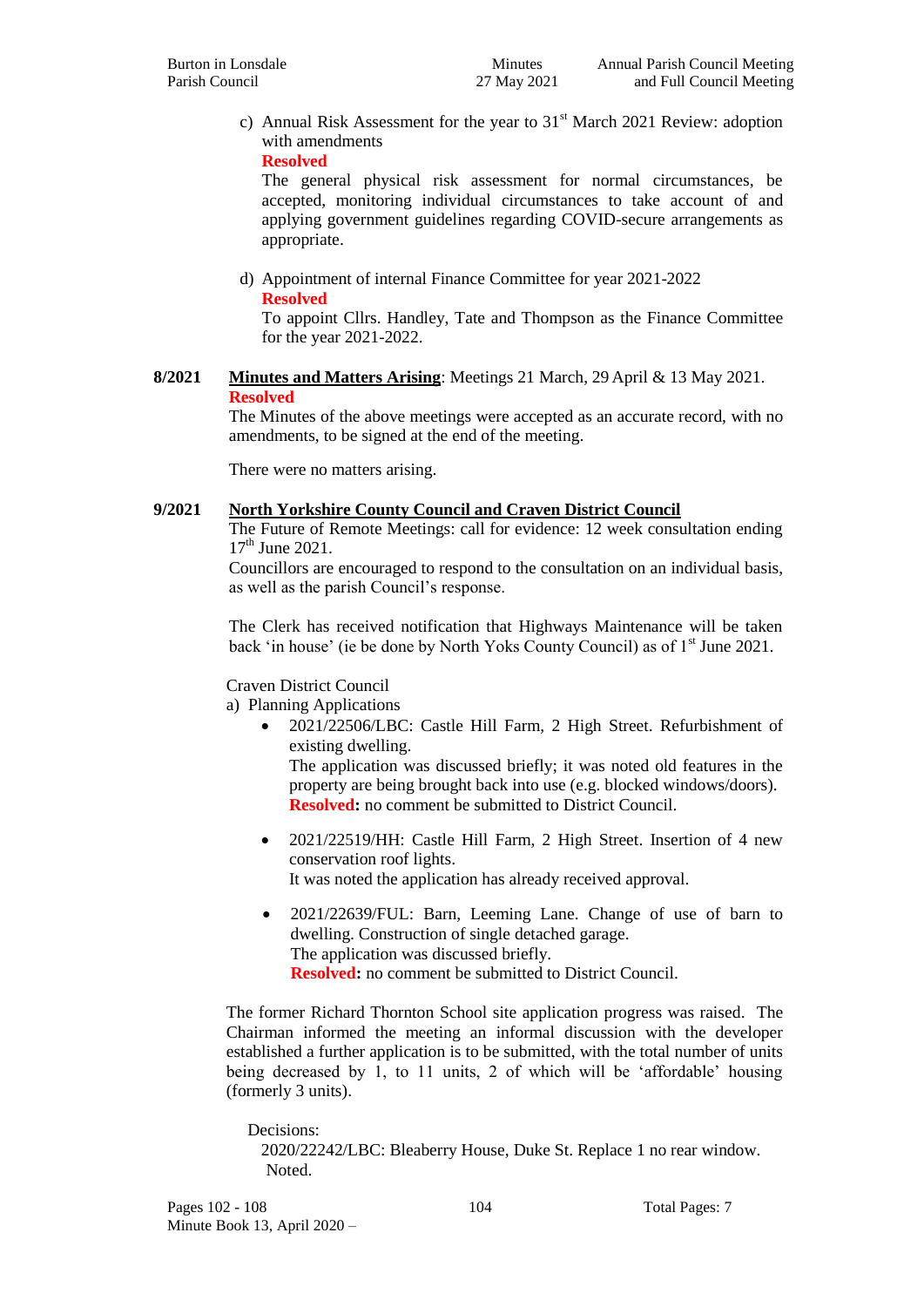c) Annual Risk Assessment for the year to 31st March 2021 Review: adoption with amendments

**Resolved**

The general physical risk assessment for normal circumstances, be accepted, monitoring individual circumstances to take account of and applying government guidelines regarding COVID-secure arrangements as appropriate.

d) Appointment of internal Finance Committee for year 2021-2022

**Resolved**

To appoint Cllrs. Handley, Tate and Thompson as the Finance Committee for the year 2021-2022.

**8/2021** **Minutes and Matters Arising**: Meetings 21 March, 29 April & 13 May 2021.

**Resolved**

The Minutes of the above meetings were accepted as an accurate record, with no amendments, to be signed at the end of the meeting.

There were no matters arising.

**9/2021** **North Yorkshire County Council and Craven District Council**

The Future of Remote Meetings: call for evidence: 12 week consultation ending 17th June 2021.

Councillors are encouraged to respond to the consultation on an individual basis, as well as the parish Council's response.

The Clerk has received notification that Highways Maintenance will be taken back 'in house' (ie be done by North Yoks County Council) as of 1st June 2021.

Craven District Council

a) Planning Applications

- 2021/22506/LBC: Castle Hill Farm, 2 High Street. Refurbishment of existing dwelling.
  The application was discussed briefly; it was noted old features in the property are being brought back into use (e.g. blocked windows/doors).
  **Resolved:** no comment be submitted to District Council.

- 2021/22519/HH: Castle Hill Farm, 2 High Street. Insertion of 4 new conservation roof lights.
  It was noted the application has already received approval.

- 2021/22639/FUL: Barn, Leeming Lane. Change of use of barn to dwelling. Construction of single detached garage.
  The application was discussed briefly.
  **Resolved:** no comment be submitted to District Council.

The former Richard Thornton School site application progress was raised. The Chairman informed the meeting an informal discussion with the developer established a further application is to be submitted, with the total number of units being decreased by 1, to 11 units, 2 of which will be 'affordable' housing (formerly 3 units).

Decisions:

2020/22242/LBC: Bleaberry House, Duke St. Replace 1 no rear window.
Noted.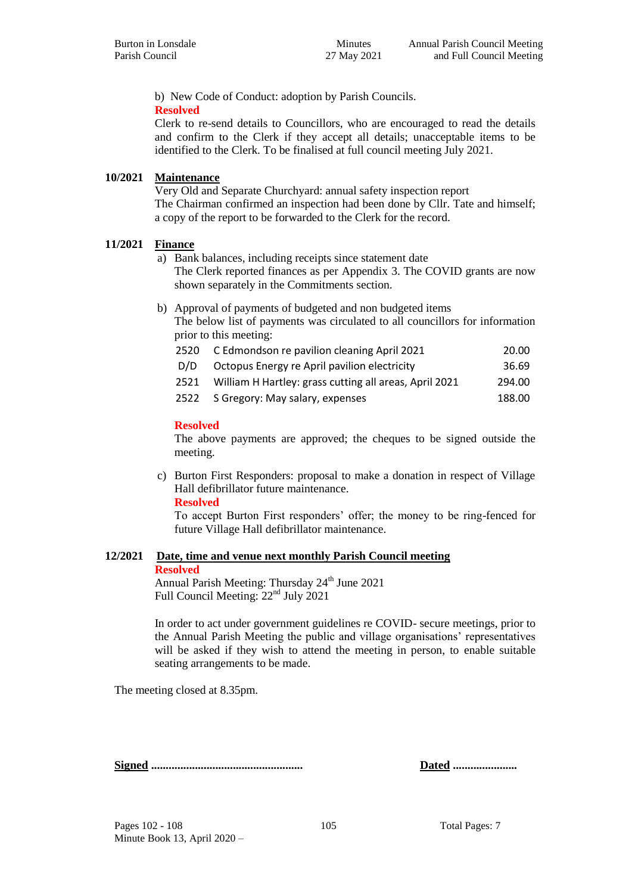b) New Code of Conduct: adoption by Parish Councils.

**Resolved**

Clerk to re-send details to Councillors, who are encouraged to read the details and confirm to the Clerk if they accept all details; unacceptable items to be identified to the Clerk. To be finalised at full council meeting July 2021.

**10/2021** **Maintenance**

Very Old and Separate Churchyard: annual safety inspection report

The Chairman confirmed an inspection had been done by Cllr. Tate and himself; a copy of the report to be forwarded to the Clerk for the record.

**11/2021** **Finance**

a) Bank balances, including receipts since statement date

The Clerk reported finances as per Appendix 3. The COVID grants are now shown separately in the Commitments section.

b) Approval of payments of budgeted and non budgeted items

The below list of payments was circulated to all councillors for information prior to this meeting:

| | | |
|---|---|---|
| 2520 | C Edmondson re pavilion cleaning April 2021 | 20.00 |
| D/D | Octopus Energy re April pavilion electricity | 36.69 |
| 2521 | William H Hartley: grass cutting all areas, April 2021 | 294.00 |
| 2522 | S Gregory: May salary, expenses | 188.00 |

**Resolved**

The above payments are approved; the cheques to be signed outside the meeting.

c) Burton First Responders: proposal to make a donation in respect of Village Hall defibrillator future maintenance.

**Resolved**

To accept Burton First responders' offer; the money to be ring-fenced for future Village Hall defibrillator maintenance.

**12/2021** **Date, time and venue next monthly Parish Council meeting**

**Resolved**

Annual Parish Meeting: Thursday 24th June 2021
Full Council Meeting: 22nd July 2021

In order to act under government guidelines re COVID- secure meetings, prior to the Annual Parish Meeting the public and village organisations' representatives will be asked if they wish to attend the meeting in person, to enable suitable seating arrangements to be made.

The meeting closed at 8.35pm.

**Signed** ................................................... **Dated** ......................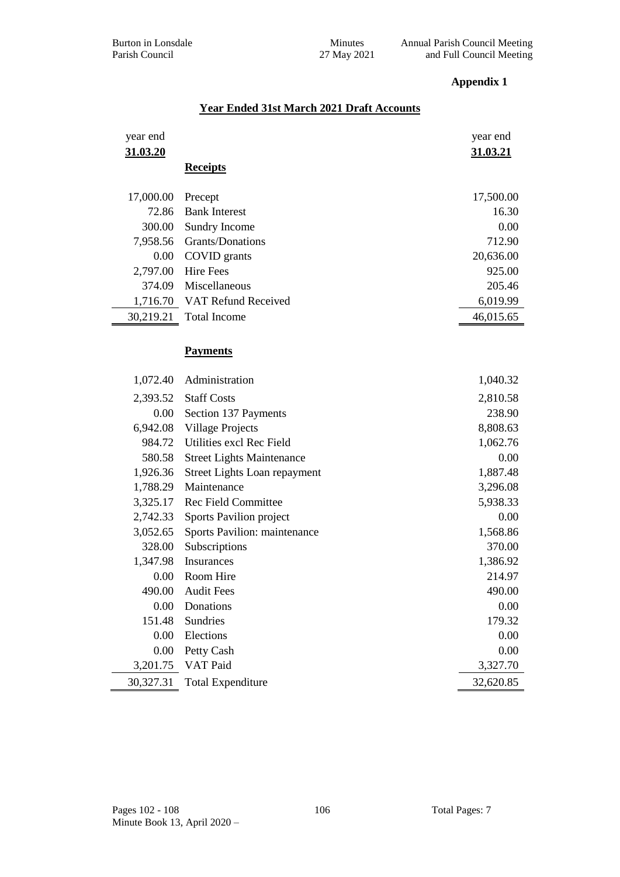**Appendix 1**

**Year Ended 31st March 2021 Draft Accounts**

| year end **31.03.20** | | year end **31.03.21** |
|---|---|---|
| | **Receipts** | |
| 17,000.00 | Precept | 17,500.00 |
| 72.86 | Bank Interest | 16.30 |
| 300.00 | Sundry Income | 0.00 |
| 7,958.56 | Grants/Donations | 712.90 |
| 0.00 | COVID grants | 20,636.00 |
| 2,797.00 | Hire Fees | 925.00 |
| 374.09 | Miscellaneous | 205.46 |
| 1,716.70 | VAT Refund Received | 6,019.99 |
| 30,219.21 | Total Income | 46,015.65 |
| | **Payments** | |
| 1,072.40 | Administration | 1,040.32 |
| 2,393.52 | Staff Costs | 2,810.58 |
| 0.00 | Section 137 Payments | 238.90 |
| 6,942.08 | Village Projects | 8,808.63 |
| 984.72 | Utilities excl Rec Field | 1,062.76 |
| 580.58 | Street Lights Maintenance | 0.00 |
| 1,926.36 | Street Lights Loan repayment | 1,887.48 |
| 1,788.29 | Maintenance | 3,296.08 |
| 3,325.17 | Rec Field Committee | 5,938.33 |
| 2,742.33 | Sports Pavilion project | 0.00 |
| 3,052.65 | Sports Pavilion: maintenance | 1,568.86 |
| 328.00 | Subscriptions | 370.00 |
| 1,347.98 | Insurances | 1,386.92 |
| 0.00 | Room Hire | 214.97 |
| 490.00 | Audit Fees | 490.00 |
| 0.00 | Donations | 0.00 |
| 151.48 | Sundries | 179.32 |
| 0.00 | Elections | 0.00 |
| 0.00 | Petty Cash | 0.00 |
| 3,201.75 | VAT Paid | 3,327.70 |
| 30,327.31 | Total Expenditure | 32,620.85 |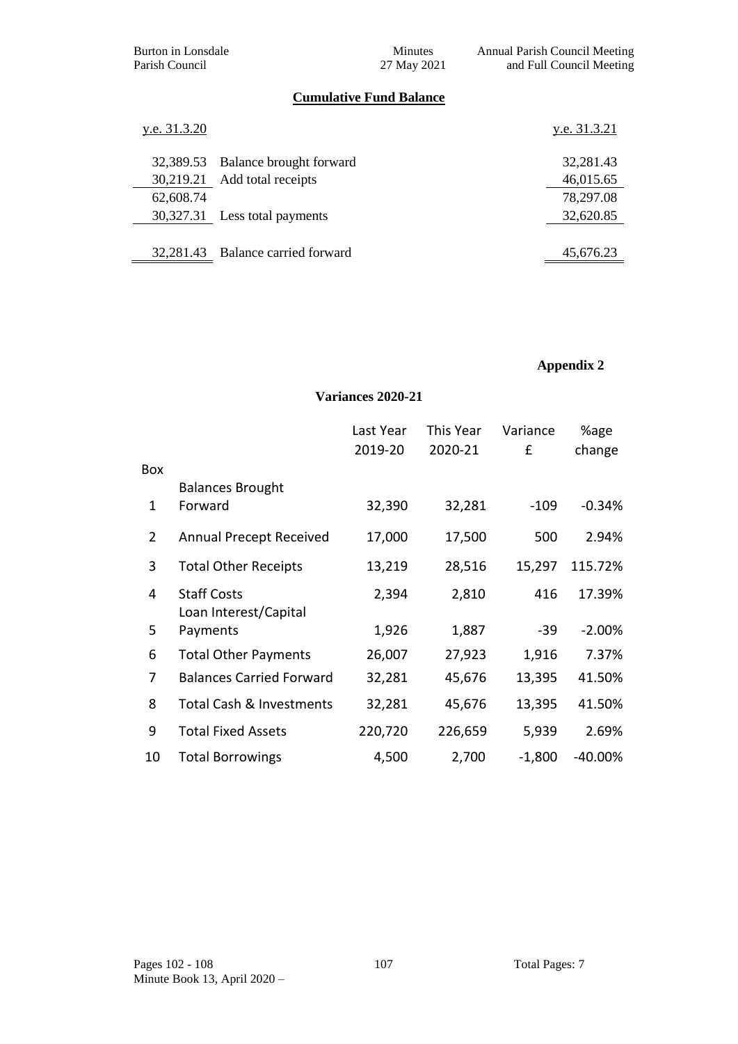## Cumulative Fund Balance

| y.e. 31.3.20 | | y.e. 31.3.21 |
|---|---|---|
| 32,389.53 | Balance brought forward | 32,281.43 |
| 30,219.21 | Add total receipts | 46,015.65 |
| 62,608.74 | | 78,297.08 |
| 30,327.31 | Less total payments | 32,620.85 |
| 32,281.43 | Balance carried forward | 45,676.23 |

**Appendix 2**

### Variances 2020-21

| Box | | Last Year 2019-20 | This Year 2020-21 | Variance £ | %age change |
|---|---|---|---|---|---|
| 1 | Balances Brought Forward | 32,390 | 32,281 | -109 | -0.34% |
| 2 | Annual Precept Received | 17,000 | 17,500 | 500 | 2.94% |
| 3 | Total Other Receipts | 13,219 | 28,516 | 15,297 | 115.72% |
| 4 | Staff Costs | 2,394 | 2,810 | 416 | 17.39% |
| 5 | Loan Interest/Capital Payments | 1,926 | 1,887 | -39 | -2.00% |
| 6 | Total Other Payments | 26,007 | 27,923 | 1,916 | 7.37% |
| 7 | Balances Carried Forward | 32,281 | 45,676 | 13,395 | 41.50% |
| 8 | Total Cash & Investments | 32,281 | 45,676 | 13,395 | 41.50% |
| 9 | Total Fixed Assets | 220,720 | 226,659 | 5,939 | 2.69% |
| 10 | Total Borrowings | 4,500 | 2,700 | -1,800 | -40.00% |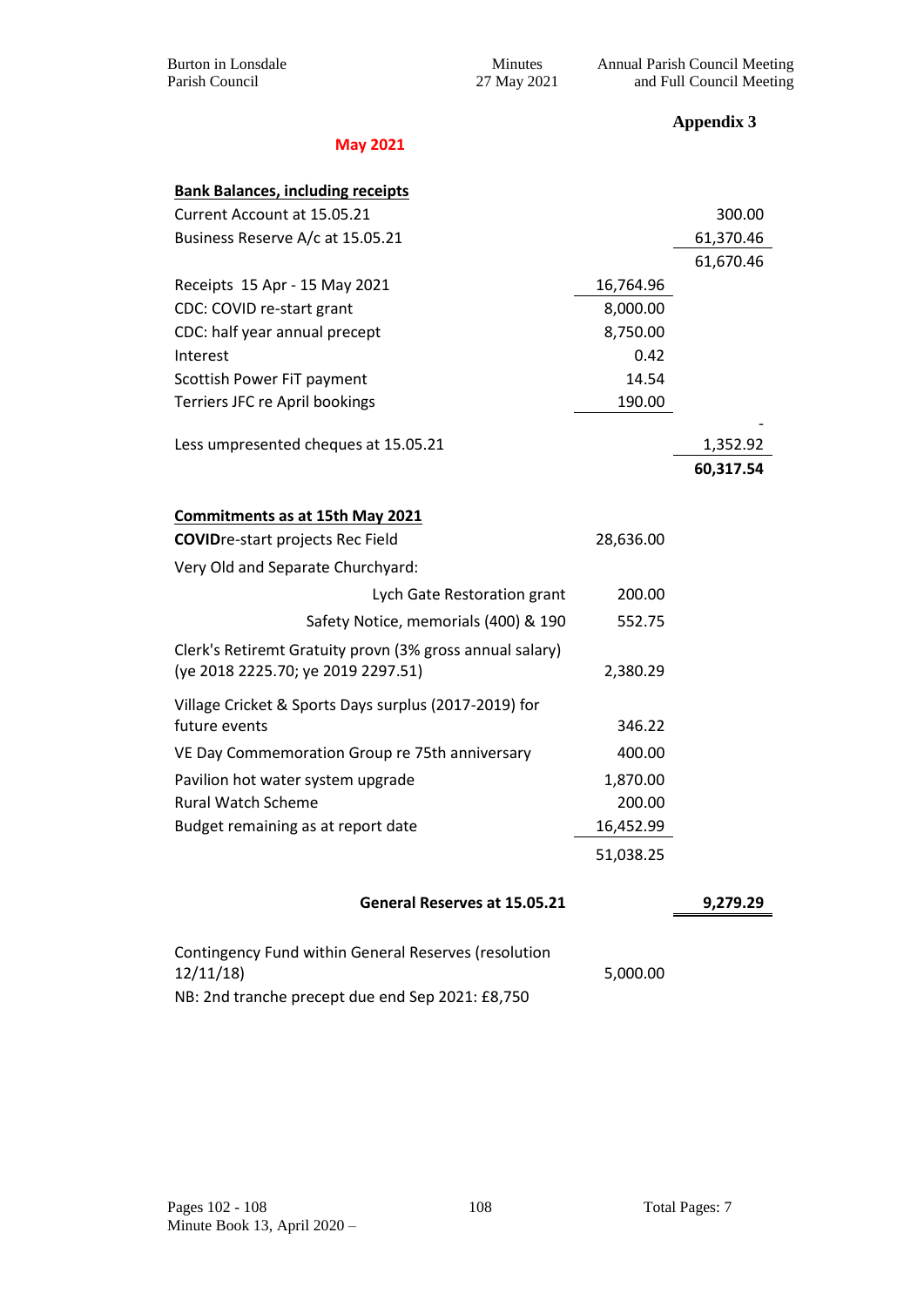**Appendix 3**

**May 2021**

| | | |
|---|---|---|
| **Bank Balances, including receipts** | | |
| Current Account at 15.05.21 | | 300.00 |
| Business Reserve A/c at 15.05.21 | | 61,370.46 |
| | | 61,670.46 |
| Receipts 15 Apr - 15 May 2021 | 16,764.96 | |
| CDC: COVID re-start grant | 8,000.00 | |
| CDC: half year annual precept | 8,750.00 | |
| Interest | 0.42 | |
| Scottish Power FiT payment | 14.54 | |
| Terriers JFC re April bookings | 190.00 | |
| | | - |
| Less umpresented cheques at 15.05.21 | | 1,352.92 |
| | | **60,317.54** |
| **Commitments as at 15th May 2021** | | |
| **COVID**re-start projects Rec Field | 28,636.00 | |
| Very Old and Separate Churchyard: | | |
| Lych Gate Restoration grant | 200.00 | |
| Safety Notice, memorials (400) & 190 | 552.75 | |
| Clerk's Retiremt Gratuity provn (3% gross annual salary) (ye 2018 2225.70; ye 2019 2297.51) | 2,380.29 | |
| Village Cricket & Sports Days surplus (2017-2019) for future events | 346.22 | |
| VE Day Commemoration Group re 75th anniversary | 400.00 | |
| Pavilion hot water system upgrade | 1,870.00 | |
| Rural Watch Scheme | 200.00 | |
| Budget remaining as at report date | 16,452.99 | |
| | 51,038.25 | |
| **General Reserves at 15.05.21** | | **9,279.29** |
| Contingency Fund within General Reserves (resolution 12/11/18) | 5,000.00 | |
| NB: 2nd tranche precept due end Sep 2021: £8,750 | | |